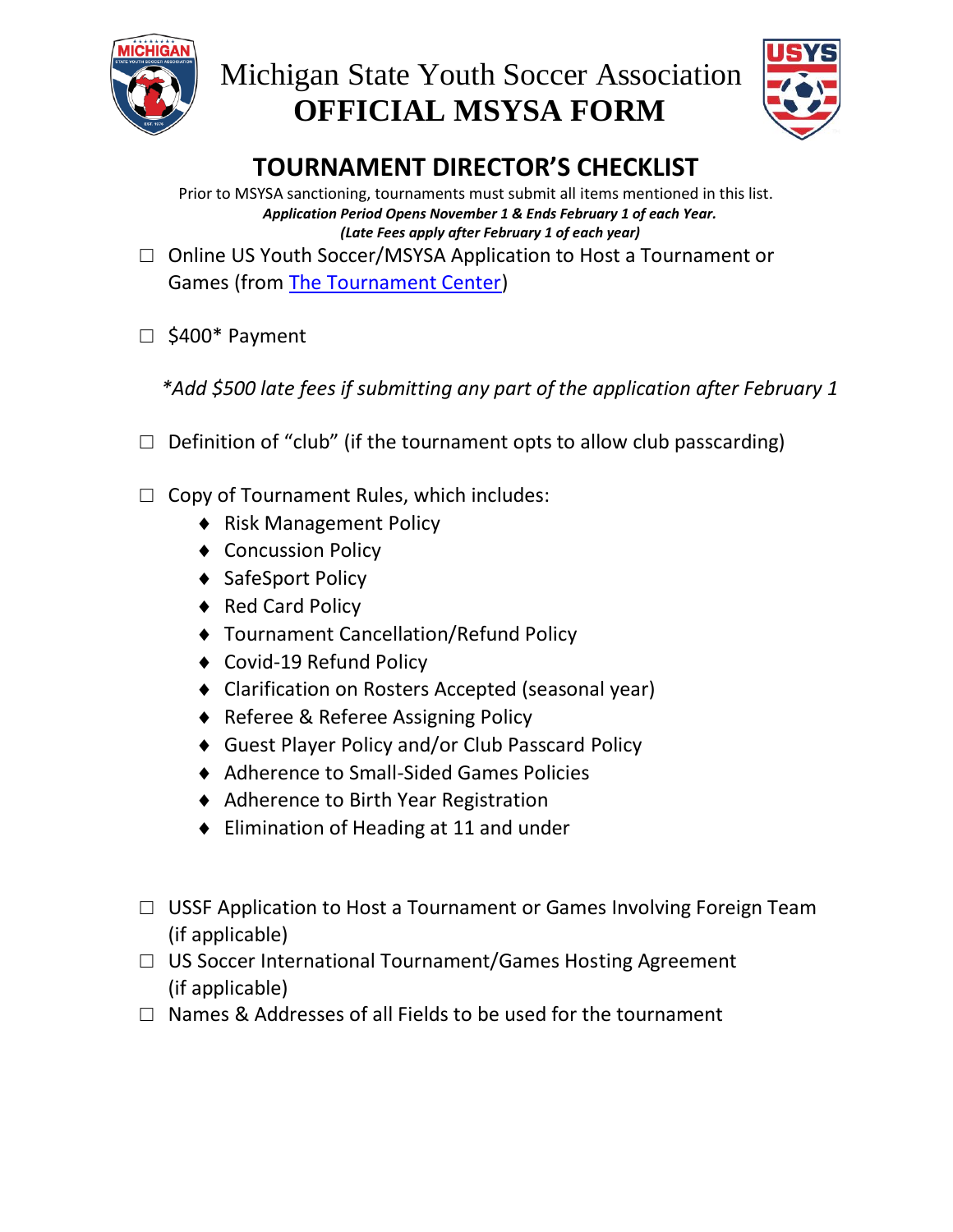Michigan State Youth Soccer Association

**OFFICIAL MSYSA FORM**

# TOURNAMENT DIRECTOR'S CHECKLIST

Prior to MSYSA sanctioning, tournaments must submit all items mentioned in this list.

***Application Period Opens November 1 & Ends February 1 of each Year.***

***(Late Fees apply after February 1 of each year)***

☐ Online US Youth Soccer/MSYSA Application to Host a Tournament or Games (from The Tournament Center)

☐ $400* Payment

*\*Add $500 late fees if submitting any part of the application after February 1*

☐ Definition of "club" (if the tournament opts to allow club passcarding)

☐ Copy of Tournament Rules, which includes:

- Risk Management Policy
- Concussion Policy
- SafeSport Policy
- Red Card Policy
- Tournament Cancellation/Refund Policy
- Covid-19 Refund Policy
- Clarification on Rosters Accepted (seasonal year)
- Referee & Referee Assigning Policy
- Guest Player Policy and/or Club Passcard Policy
- Adherence to Small-Sided Games Policies
- Adherence to Birth Year Registration
- Elimination of Heading at 11 and under

☐ USSF Application to Host a Tournament or Games Involving Foreign Team (if applicable)

☐ US Soccer International Tournament/Games Hosting Agreement (if applicable)

☐ Names & Addresses of all Fields to be used for the tournament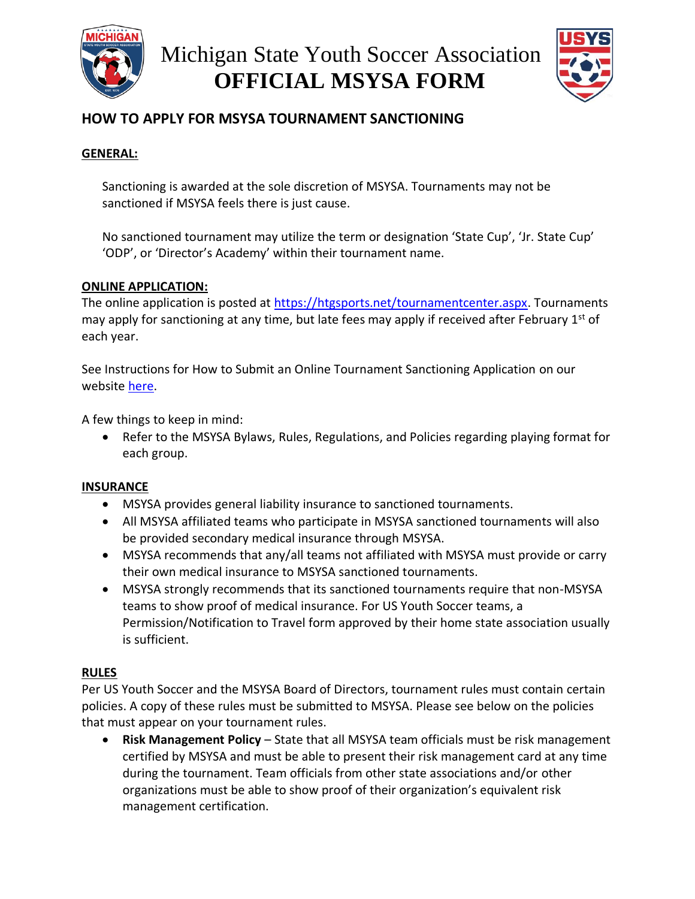# Michigan State Youth Soccer Association
# OFFICIAL MSYSA FORM

## HOW TO APPLY FOR MSYSA TOURNAMENT SANCTIONING

### GENERAL:

Sanctioning is awarded at the sole discretion of MSYSA. Tournaments may not be sanctioned if MSYSA feels there is just cause.

No sanctioned tournament may utilize the term or designation 'State Cup', 'Jr. State Cup' 'ODP', or 'Director's Academy' within their tournament name.

### ONLINE APPLICATION:

The online application is posted at [https://htgsports.net/tournamentcenter.aspx](https://htgsports.net/tournamentcenter.aspx). Tournaments may apply for sanctioning at any time, but late fees may apply if received after February 1st of each year.

See Instructions for How to Submit an Online Tournament Sanctioning Application on our website [here](here).

A few things to keep in mind:

- Refer to the MSYSA Bylaws, Rules, Regulations, and Policies regarding playing format for each group.

### INSURANCE

- MSYSA provides general liability insurance to sanctioned tournaments.
- All MSYSA affiliated teams who participate in MSYSA sanctioned tournaments will also be provided secondary medical insurance through MSYSA.
- MSYSA recommends that any/all teams not affiliated with MSYSA must provide or carry their own medical insurance to MSYSA sanctioned tournaments.
- MSYSA strongly recommends that its sanctioned tournaments require that non-MSYSA teams to show proof of medical insurance. For US Youth Soccer teams, a Permission/Notification to Travel form approved by their home state association usually is sufficient.

### RULES

Per US Youth Soccer and the MSYSA Board of Directors, tournament rules must contain certain policies. A copy of these rules must be submitted to MSYSA. Please see below on the policies that must appear on your tournament rules.

- **Risk Management Policy** – State that all MSYSA team officials must be risk management certified by MSYSA and must be able to present their risk management card at any time during the tournament. Team officials from other state associations and/or other organizations must be able to show proof of their organization's equivalent risk management certification.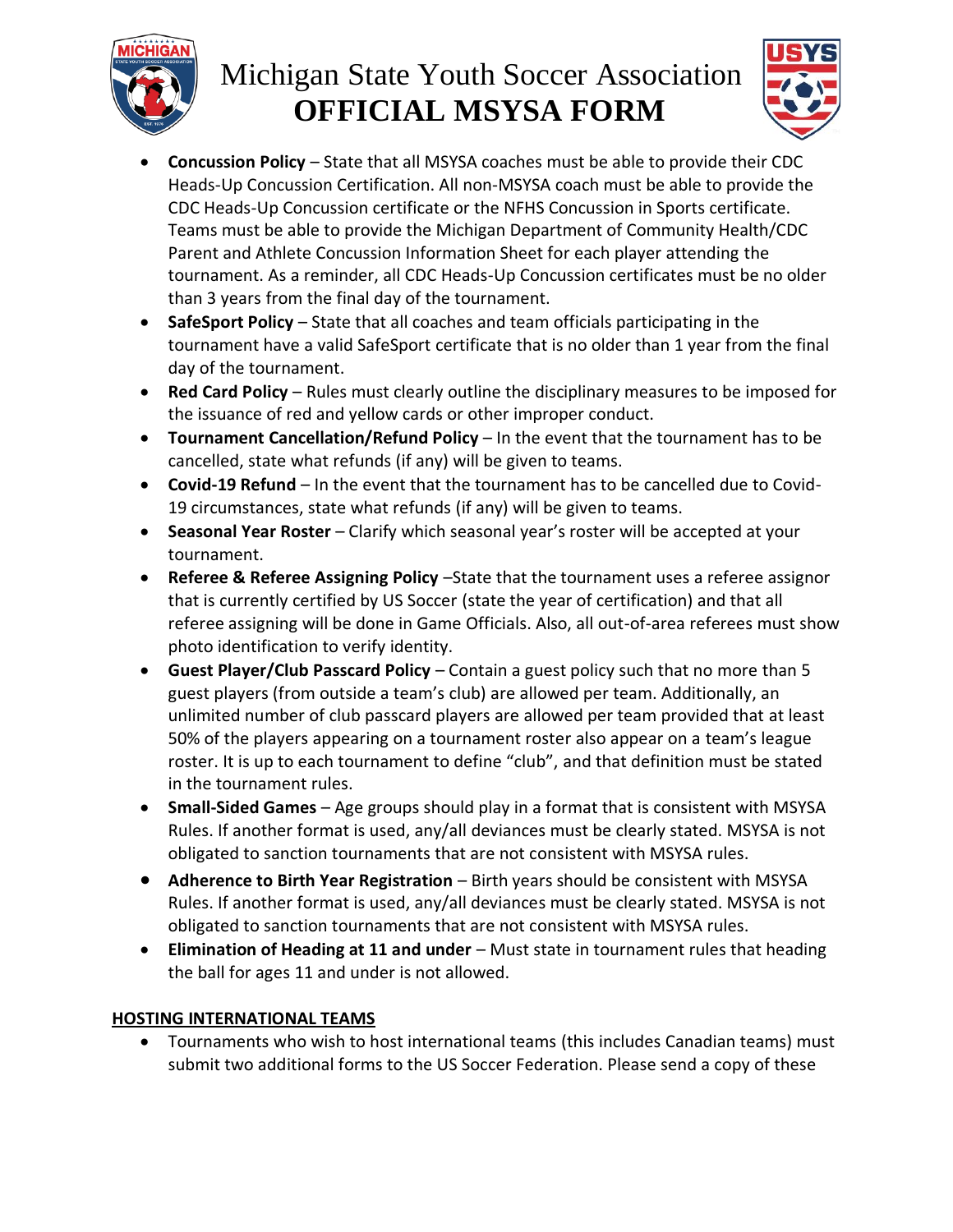- **Concussion Policy** – State that all MSYSA coaches must be able to provide their CDC Heads-Up Concussion Certification. All non-MSYSA coach must be able to provide the CDC Heads-Up Concussion certificate or the NFHS Concussion in Sports certificate. Teams must be able to provide the Michigan Department of Community Health/CDC Parent and Athlete Concussion Information Sheet for each player attending the tournament. As a reminder, all CDC Heads-Up Concussion certificates must be no older than 3 years from the final day of the tournament.
- **SafeSport Policy** – State that all coaches and team officials participating in the tournament have a valid SafeSport certificate that is no older than 1 year from the final day of the tournament.
- **Red Card Policy** – Rules must clearly outline the disciplinary measures to be imposed for the issuance of red and yellow cards or other improper conduct.
- **Tournament Cancellation/Refund Policy** – In the event that the tournament has to be cancelled, state what refunds (if any) will be given to teams.
- **Covid-19 Refund** – In the event that the tournament has to be cancelled due to Covid-19 circumstances, state what refunds (if any) will be given to teams.
- **Seasonal Year Roster** – Clarify which seasonal year's roster will be accepted at your tournament.
- **Referee & Referee Assigning Policy** –State that the tournament uses a referee assignor that is currently certified by US Soccer (state the year of certification) and that all referee assigning will be done in Game Officials. Also, all out-of-area referees must show photo identification to verify identity.
- **Guest Player/Club Passcard Policy** – Contain a guest policy such that no more than 5 guest players (from outside a team's club) are allowed per team. Additionally, an unlimited number of club passcard players are allowed per team provided that at least 50% of the players appearing on a tournament roster also appear on a team's league roster. It is up to each tournament to define "club", and that definition must be stated in the tournament rules.
- **Small-Sided Games** – Age groups should play in a format that is consistent with MSYSA Rules. If another format is used, any/all deviances must be clearly stated. MSYSA is not obligated to sanction tournaments that are not consistent with MSYSA rules.
- **Adherence to Birth Year Registration** – Birth years should be consistent with MSYSA Rules. If another format is used, any/all deviances must be clearly stated. MSYSA is not obligated to sanction tournaments that are not consistent with MSYSA rules.
- **Elimination of Heading at 11 and under** – Must state in tournament rules that heading the ball for ages 11 and under is not allowed.

## HOSTING INTERNATIONAL TEAMS

- Tournaments who wish to host international teams (this includes Canadian teams) must submit two additional forms to the US Soccer Federation. Please send a copy of these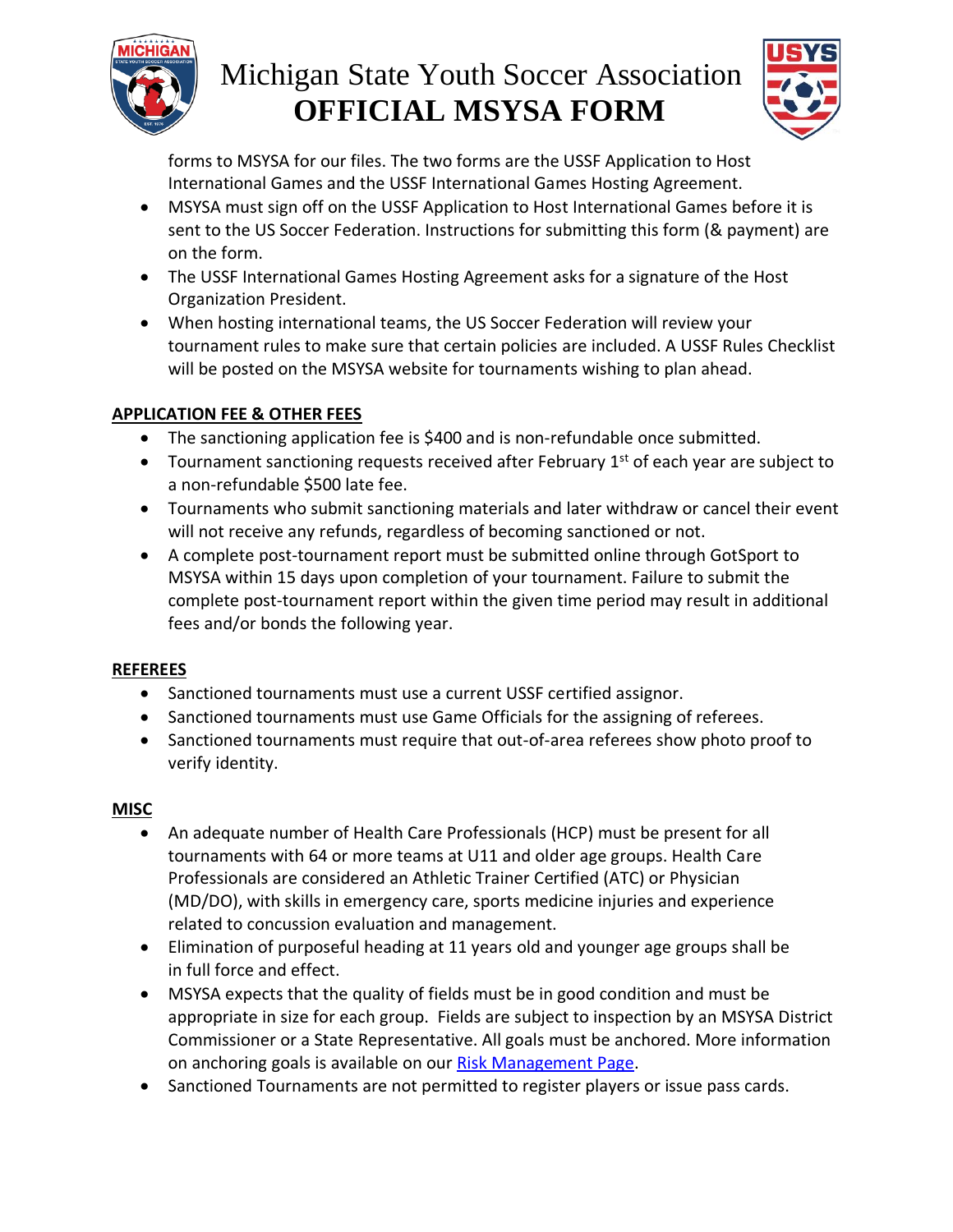forms to MSYSA for our files. The two forms are the USSF Application to Host International Games and the USSF International Games Hosting Agreement.

- MSYSA must sign off on the USSF Application to Host International Games before it is sent to the US Soccer Federation. Instructions for submitting this form (& payment) are on the form.
- The USSF International Games Hosting Agreement asks for a signature of the Host Organization President.
- When hosting international teams, the US Soccer Federation will review your tournament rules to make sure that certain policies are included. A USSF Rules Checklist will be posted on the MSYSA website for tournaments wishing to plan ahead.

**APPLICATION FEE & OTHER FEES**

- The sanctioning application fee is $400 and is non-refundable once submitted.
- Tournament sanctioning requests received after February 1st of each year are subject to a non-refundable $500 late fee.
- Tournaments who submit sanctioning materials and later withdraw or cancel their event will not receive any refunds, regardless of becoming sanctioned or not.
- A complete post-tournament report must be submitted online through GotSport to MSYSA within 15 days upon completion of your tournament. Failure to submit the complete post-tournament report within the given time period may result in additional fees and/or bonds the following year.

**REFEREES**

- Sanctioned tournaments must use a current USSF certified assignor.
- Sanctioned tournaments must use Game Officials for the assigning of referees.
- Sanctioned tournaments must require that out-of-area referees show photo proof to verify identity.

**MISC**

- An adequate number of Health Care Professionals (HCP) must be present for all tournaments with 64 or more teams at U11 and older age groups. Health Care Professionals are considered an Athletic Trainer Certified (ATC) or Physician (MD/DO), with skills in emergency care, sports medicine injuries and experience related to concussion evaluation and management.
- Elimination of purposeful heading at 11 years old and younger age groups shall be in full force and effect.
- MSYSA expects that the quality of fields must be in good condition and must be appropriate in size for each group. Fields are subject to inspection by an MSYSA District Commissioner or a State Representative. All goals must be anchored. More information on anchoring goals is available on our Risk Management Page.
- Sanctioned Tournaments are not permitted to register players or issue pass cards.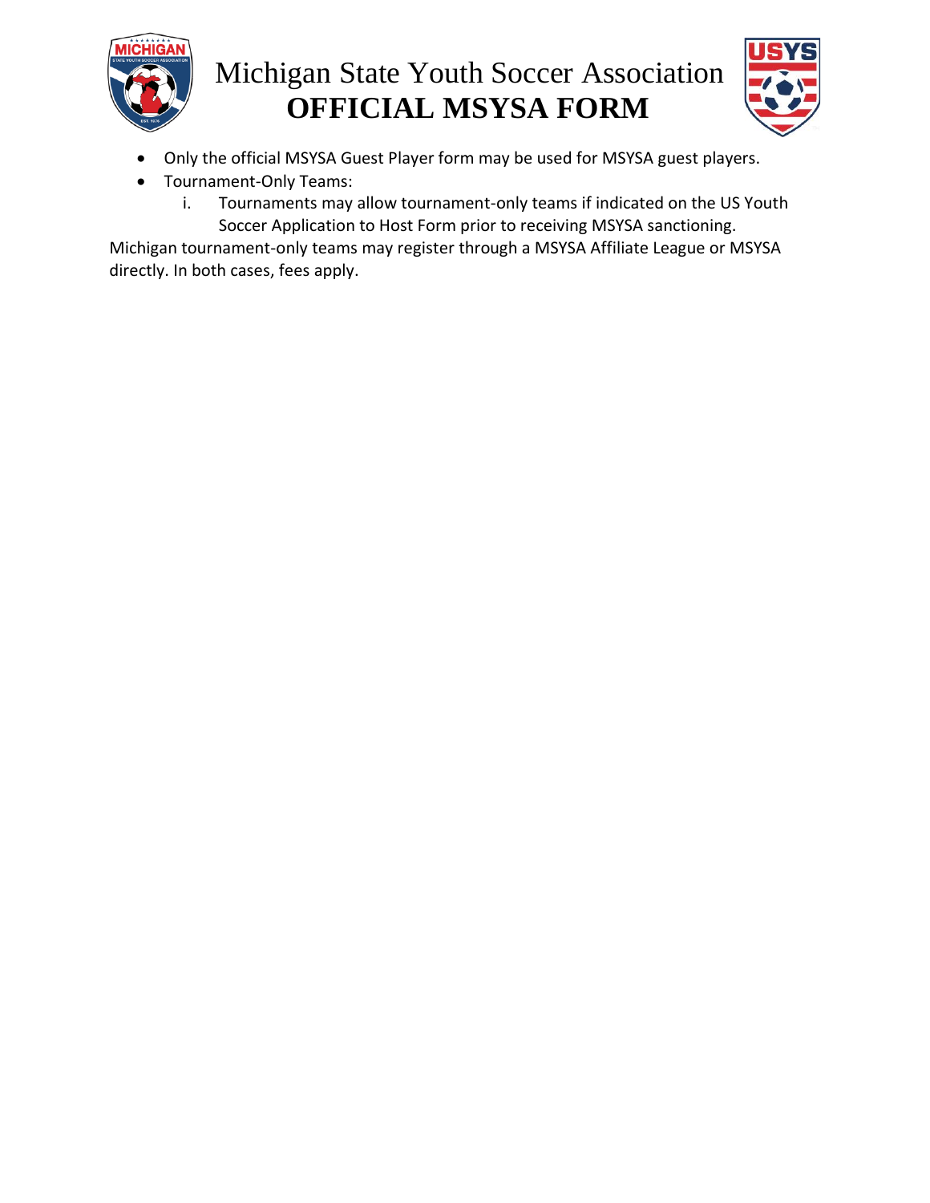- Only the official MSYSA Guest Player form may be used for MSYSA guest players.
- Tournament-Only Teams:
   i. Tournaments may allow tournament-only teams if indicated on the US Youth Soccer Application to Host Form prior to receiving MSYSA sanctioning.

Michigan tournament-only teams may register through a MSYSA Affiliate League or MSYSA directly. In both cases, fees apply.